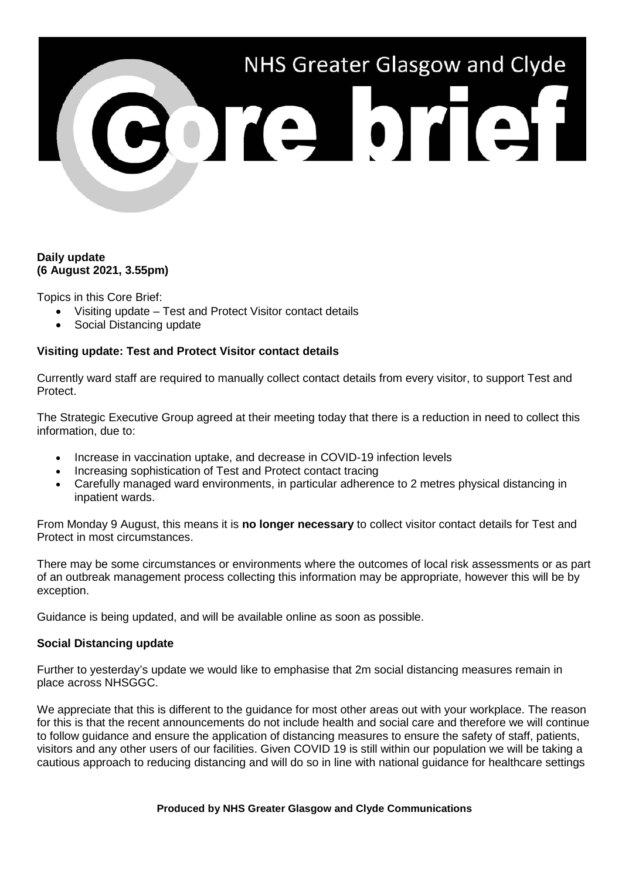# NHS Greater Glasgow and Clyde Core brief

**Daily update**
**(6 August 2021, 3.55pm)**

Topics in this Core Brief:

- Visiting update – Test and Protect Visitor contact details
- Social Distancing update

**Visiting update: Test and Protect Visitor contact details**

Currently ward staff are required to manually collect contact details from every visitor, to support Test and Protect.

The Strategic Executive Group agreed at their meeting today that there is a reduction in need to collect this information, due to:

- Increase in vaccination uptake, and decrease in COVID-19 infection levels
- Increasing sophistication of Test and Protect contact tracing
- Carefully managed ward environments, in particular adherence to 2 metres physical distancing in inpatient wards.

From Monday 9 August, this means it is **no longer necessary** to collect visitor contact details for Test and Protect in most circumstances.

There may be some circumstances or environments where the outcomes of local risk assessments or as part of an outbreak management process collecting this information may be appropriate, however this will be by exception.

Guidance is being updated, and will be available online as soon as possible.

**Social Distancing update**

Further to yesterday's update we would like to emphasise that 2m social distancing measures remain in place across NHSGGC.

We appreciate that this is different to the guidance for most other areas out with your workplace. The reason for this is that the recent announcements do not include health and social care and therefore we will continue to follow guidance and ensure the application of distancing measures to ensure the safety of staff, patients, visitors and any other users of our facilities. Given COVID 19 is still within our population we will be taking a cautious approach to reducing distancing and will do so in line with national guidance for healthcare settings

**Produced by NHS Greater Glasgow and Clyde Communications**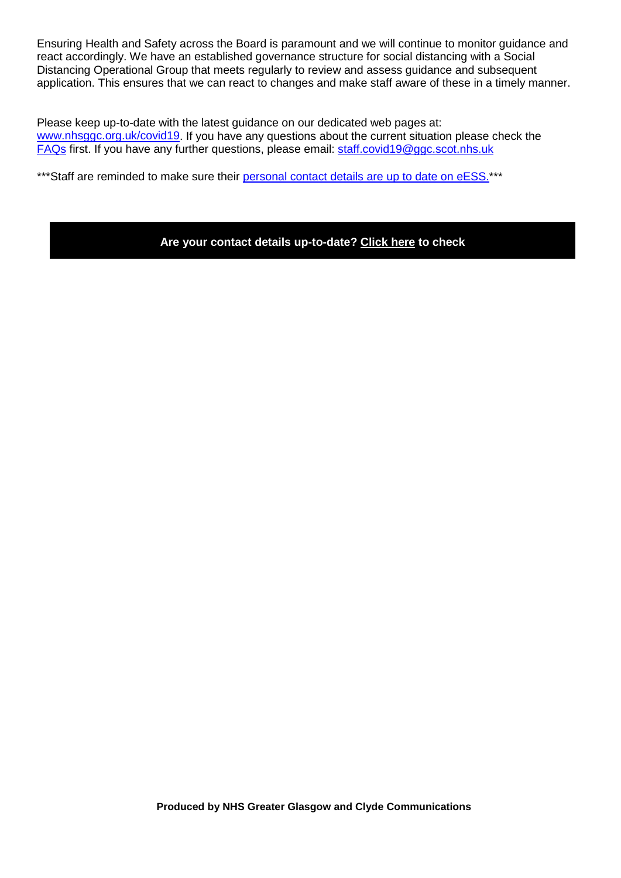Ensuring Health and Safety across the Board is paramount and we will continue to monitor guidance and react accordingly. We have an established governance structure for social distancing with a Social Distancing Operational Group that meets regularly to review and assess guidance and subsequent application. This ensures that we can react to changes and make staff aware of these in a timely manner.

Please keep up-to-date with the latest guidance on our dedicated web pages at: www.nhsggc.org.uk/covid19. If you have any questions about the current situation please check the FAQs first. If you have any further questions, please email: staff.covid19@ggc.scot.nhs.uk

***Staff are reminded to make sure their personal contact details are up to date on eESS.***

**Are your contact details up-to-date? Click here to check**

**Produced by NHS Greater Glasgow and Clyde Communications**